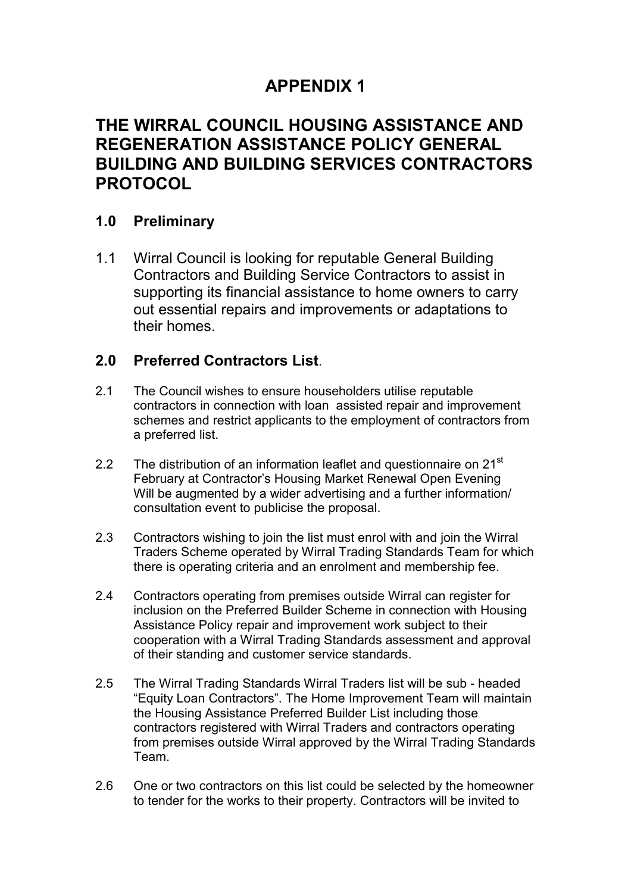# APPENDIX 1

# THE WIRRAL COUNCIL HOUSING ASSISTANCE AND REGENERATION ASSISTANCE POLICY GENERAL BUILDING AND BUILDING SERVICES CONTRACTORS PROTOCOL

## 1.0 Preliminary

1.1 Wirral Council is looking for reputable General Building Contractors and Building Service Contractors to assist in supporting its financial assistance to home owners to carry out essential repairs and improvements or adaptations to their homes.

## 2.0 Preferred Contractors List.

2.1 The Council wishes to ensure householders utilise reputable contractors in connection with loan assisted repair and improvement schemes and restrict applicants to the employment of contractors from a preferred list.

2.2 The distribution of an information leaflet and questionnaire on 21st February at Contractor's Housing Market Renewal Open Evening Will be augmented by a wider advertising and a further information/ consultation event to publicise the proposal.

2.3 Contractors wishing to join the list must enrol with and join the Wirral Traders Scheme operated by Wirral Trading Standards Team for which there is operating criteria and an enrolment and membership fee.

2.4 Contractors operating from premises outside Wirral can register for inclusion on the Preferred Builder Scheme in connection with Housing Assistance Policy repair and improvement work subject to their cooperation with a Wirral Trading Standards assessment and approval of their standing and customer service standards.

2.5 The Wirral Trading Standards Wirral Traders list will be sub - headed "Equity Loan Contractors". The Home Improvement Team will maintain the Housing Assistance Preferred Builder List including those contractors registered with Wirral Traders and contractors operating from premises outside Wirral approved by the Wirral Trading Standards Team.

2.6 One or two contractors on this list could be selected by the homeowner to tender for the works to their property. Contractors will be invited to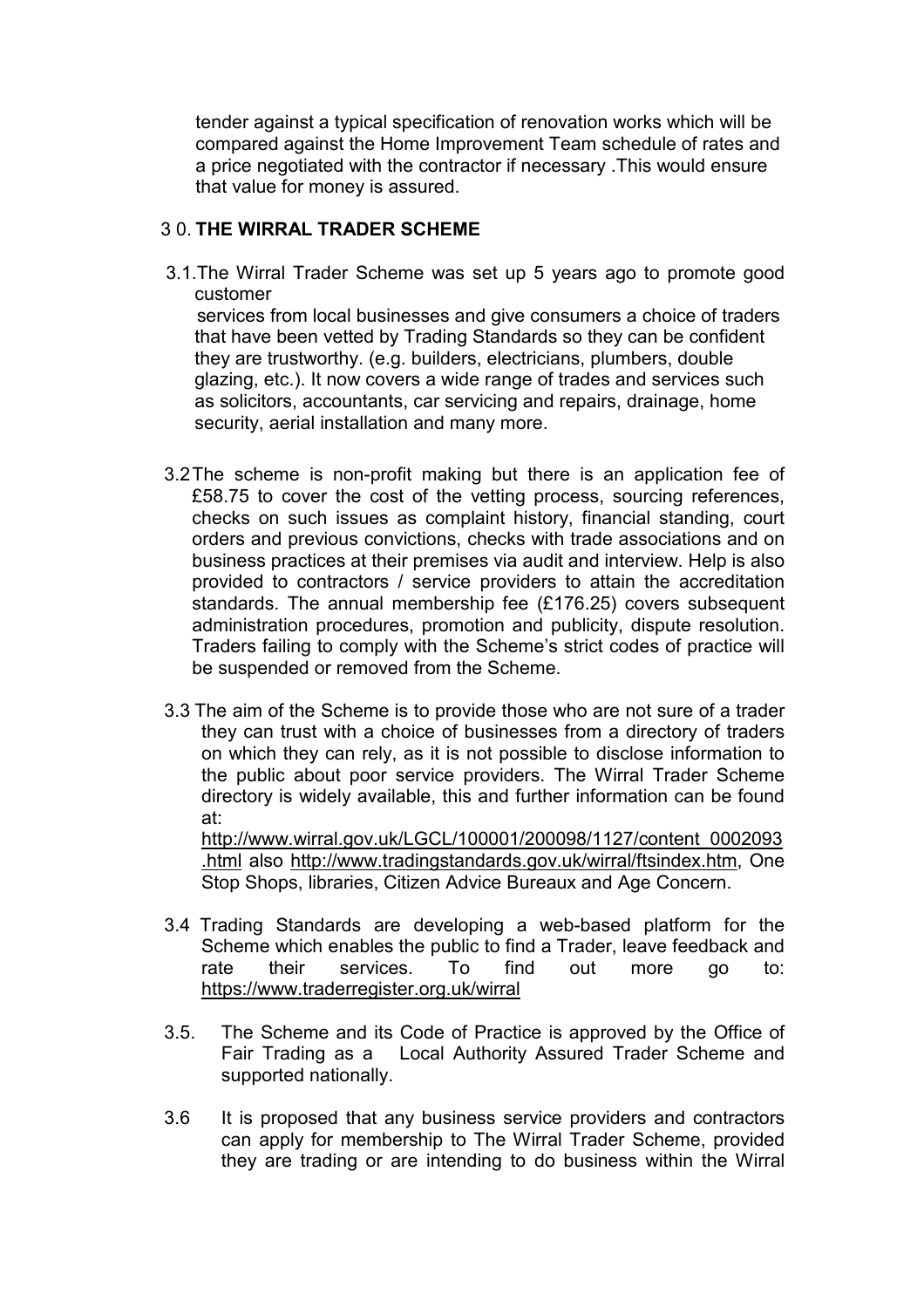tender against a typical specification of renovation works which will be compared against the Home Improvement Team schedule of rates and a price negotiated with the contractor if necessary .This would ensure that value for money is assured.

## 3 0. THE WIRRAL TRADER SCHEME

3.1. The Wirral Trader Scheme was set up 5 years ago to promote good customer services from local businesses and give consumers a choice of traders that have been vetted by Trading Standards so they can be confident they are trustworthy. (e.g. builders, electricians, plumbers, double glazing, etc.). It now covers a wide range of trades and services such as solicitors, accountants, car servicing and repairs, drainage, home security, aerial installation and many more.

3.2 The scheme is non-profit making but there is an application fee of £58.75 to cover the cost of the vetting process, sourcing references, checks on such issues as complaint history, financial standing, court orders and previous convictions, checks with trade associations and on business practices at their premises via audit and interview. Help is also provided to contractors / service providers to attain the accreditation standards. The annual membership fee (£176.25) covers subsequent administration procedures, promotion and publicity, dispute resolution. Traders failing to comply with the Scheme's strict codes of practice will be suspended or removed from the Scheme.

3.3 The aim of the Scheme is to provide those who are not sure of a trader they can trust with a choice of businesses from a directory of traders on which they can rely, as it is not possible to disclose information to the public about poor service providers. The Wirral Trader Scheme directory is widely available, this and further information can be found at: http://www.wirral.gov.uk/LGCL/100001/200098/1127/content_0002093.html also http://www.tradingstandards.gov.uk/wirral/ftsindex.htm, One Stop Shops, libraries, Citizen Advice Bureaux and Age Concern.

3.4 Trading Standards are developing a web-based platform for the Scheme which enables the public to find a Trader, leave feedback and rate their services. To find out more go to: https://www.traderregister.org.uk/wirral

3.5. The Scheme and its Code of Practice is approved by the Office of Fair Trading as a Local Authority Assured Trader Scheme and supported nationally.

3.6 It is proposed that any business service providers and contractors can apply for membership to The Wirral Trader Scheme, provided they are trading or are intending to do business within the Wirral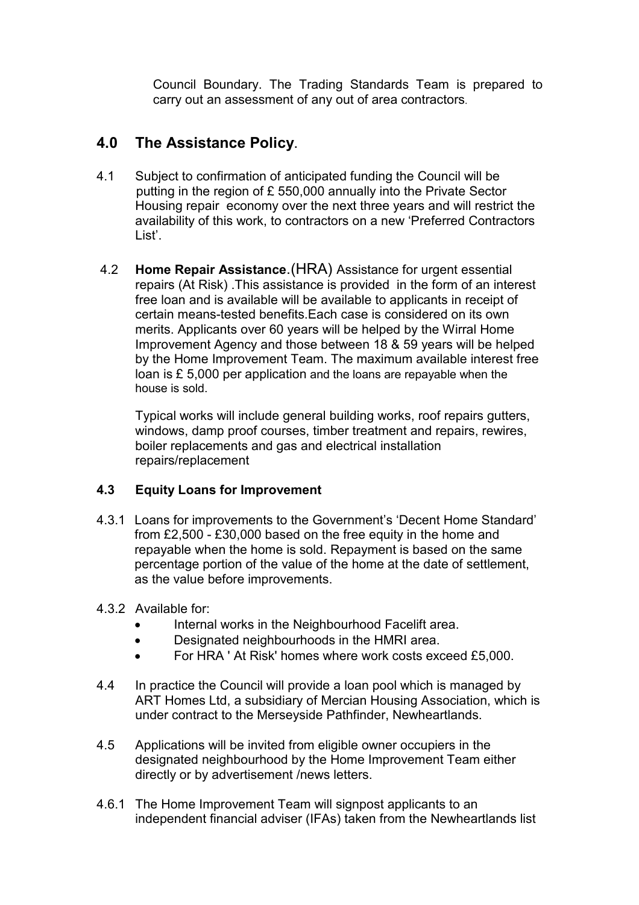Council Boundary. The Trading Standards Team is prepared to carry out an assessment of any out of area contractors.

## 4.0 The Assistance Policy.

4.1 Subject to confirmation of anticipated funding the Council will be putting in the region of £ 550,000 annually into the Private Sector Housing repair economy over the next three years and will restrict the availability of this work, to contractors on a new 'Preferred Contractors List'.

4.2 **Home Repair Assistance**.(HRA) Assistance for urgent essential repairs (At Risk) .This assistance is provided in the form of an interest free loan and is available will be available to applicants in receipt of certain means-tested benefits.Each case is considered on its own merits. Applicants over 60 years will be helped by the Wirral Home Improvement Agency and those between 18 & 59 years will be helped by the Home Improvement Team. The maximum available interest free loan is £ 5,000 per application and the loans are repayable when the house is sold.

Typical works will include general building works, roof repairs gutters, windows, damp proof courses, timber treatment and repairs, rewires, boiler replacements and gas and electrical installation repairs/replacement

### 4.3 Equity Loans for Improvement

4.3.1 Loans for improvements to the Government's 'Decent Home Standard' from £2,500 - £30,000 based on the free equity in the home and repayable when the home is sold. Repayment is based on the same percentage portion of the value of the home at the date of settlement, as the value before improvements.

4.3.2 Available for:

- Internal works in the Neighbourhood Facelift area.
- Designated neighbourhoods in the HMRI area.
- For HRA ' At Risk' homes where work costs exceed £5,000.

4.4 In practice the Council will provide a loan pool which is managed by ART Homes Ltd, a subsidiary of Mercian Housing Association, which is under contract to the Merseyside Pathfinder, Newheartlands.

4.5 Applications will be invited from eligible owner occupiers in the designated neighbourhood by the Home Improvement Team either directly or by advertisement /news letters.

4.6.1 The Home Improvement Team will signpost applicants to an independent financial adviser (IFAs) taken from the Newheartlands list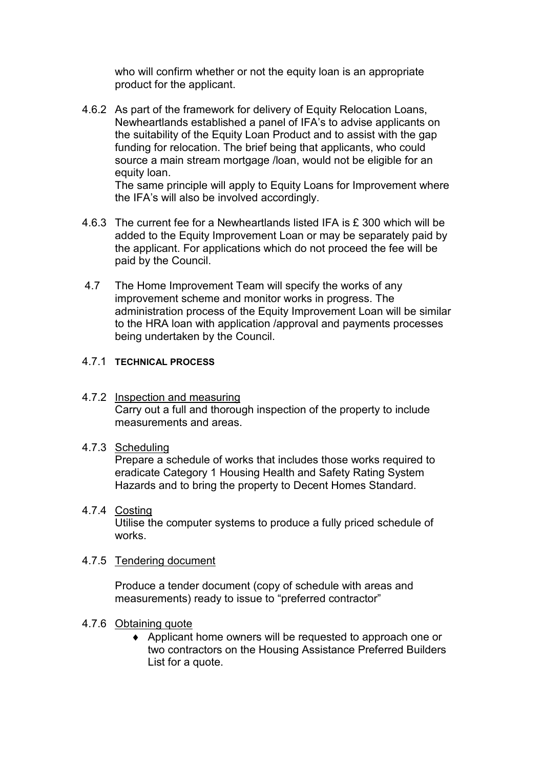who will confirm whether or not the equity loan is an appropriate product for the applicant.

4.6.2 As part of the framework for delivery of Equity Relocation Loans, Newheartlands established a panel of IFA's to advise applicants on the suitability of the Equity Loan Product and to assist with the gap funding for relocation. The brief being that applicants, who could source a main stream mortgage /loan, would not be eligible for an equity loan.
The same principle will apply to Equity Loans for Improvement where the IFA's will also be involved accordingly.

4.6.3 The current fee for a Newheartlands listed IFA is £ 300 which will be added to the Equity Improvement Loan or may be separately paid by the applicant. For applications which do not proceed the fee will be paid by the Council.

4.7 The Home Improvement Team will specify the works of any improvement scheme and monitor works in progress. The administration process of the Equity Improvement Loan will be similar to the HRA loan with application /approval and payments processes being undertaken by the Council.

4.7.1 **TECHNICAL PROCESS**

4.7.2 Inspection and measuring
Carry out a full and thorough inspection of the property to include measurements and areas.

4.7.3 Scheduling
Prepare a schedule of works that includes those works required to eradicate Category 1 Housing Health and Safety Rating System Hazards and to bring the property to Decent Homes Standard.

4.7.4 Costing
Utilise the computer systems to produce a fully priced schedule of works.

4.7.5 Tendering document

Produce a tender document (copy of schedule with areas and measurements) ready to issue to "preferred contractor"

4.7.6 Obtaining quote

- Applicant home owners will be requested to approach one or two contractors on the Housing Assistance Preferred Builders List for a quote.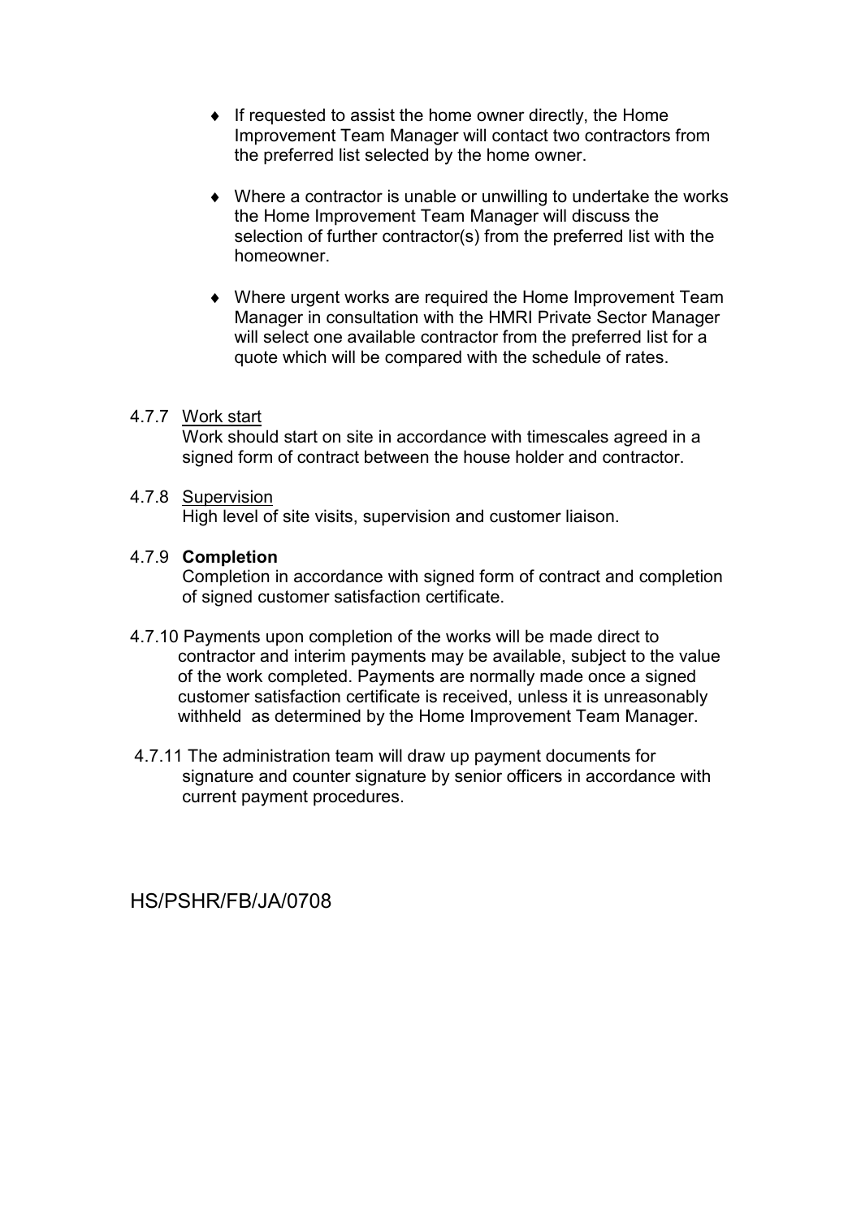- If requested to assist the home owner directly, the Home Improvement Team Manager will contact two contractors from the preferred list selected by the home owner.

- Where a contractor is unable or unwilling to undertake the works the Home Improvement Team Manager will discuss the selection of further contractor(s) from the preferred list with the homeowner.

- Where urgent works are required the Home Improvement Team Manager in consultation with the HMRI Private Sector Manager will select one available contractor from the preferred list for a quote which will be compared with the schedule of rates.

4.7.7 Work start

Work should start on site in accordance with timescales agreed in a signed form of contract between the house holder and contractor.

4.7.8 Supervision

High level of site visits, supervision and customer liaison.

4.7.9 **Completion**

Completion in accordance with signed form of contract and completion of signed customer satisfaction certificate.

4.7.10 Payments upon completion of the works will be made direct to contractor and interim payments may be available, subject to the value of the work completed. Payments are normally made once a signed customer satisfaction certificate is received, unless it is unreasonably withheld as determined by the Home Improvement Team Manager.

4.7.11 The administration team will draw up payment documents for signature and counter signature by senior officers in accordance with current payment procedures.

HS/PSHR/FB/JA/0708